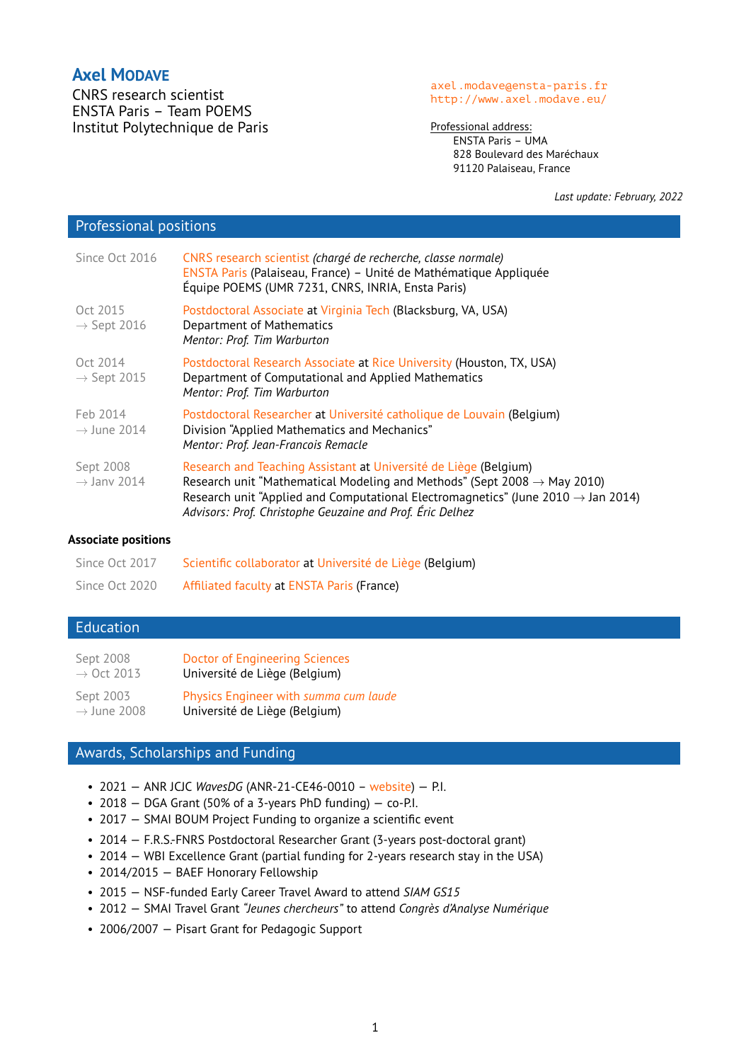# Axel Modave

CNRS research scientist
ENSTA Paris – Team POEMS
Institut Polytechnique de Paris

axel.modave@ensta-paris.fr
http://www.axel.modave.eu/

Professional address:
ENSTA Paris – UMA
828 Boulevard des Maréchaux
91120 Palaiseau, France

*Last update: February, 2022*

## Professional positions

| | |
|---|---|
| Since Oct 2016 | CNRS research scientist *(chargé de recherche, classe normale)*<br>ENSTA Paris (Palaiseau, France) – Unité de Mathématique Appliquée<br>Équipe POEMS (UMR 7231, CNRS, INRIA, Ensta Paris) |
| Oct 2015 → Sept 2016 | Postdoctoral Associate at Virginia Tech (Blacksburg, VA, USA)<br>Department of Mathematics<br>*Mentor: Prof. Tim Warburton* |
| Oct 2014 → Sept 2015 | Postdoctoral Research Associate at Rice University (Houston, TX, USA)<br>Department of Computational and Applied Mathematics<br>*Mentor: Prof. Tim Warburton* |
| Feb 2014 → June 2014 | Postdoctoral Researcher at Université catholique de Louvain (Belgium)<br>Division "Applied Mathematics and Mechanics"<br>*Mentor: Prof. Jean-Francois Remacle* |
| Sept 2008 → Janv 2014 | Research and Teaching Assistant at Université de Liège (Belgium)<br>Research unit "Mathematical Modeling and Methods" (Sept 2008 → May 2010)<br>Research unit "Applied and Computational Electromagnetics" (June 2010 → Jan 2014)<br>*Advisors: Prof. Christophe Geuzaine and Prof. Éric Delhez* |

### Associate positions

| | |
|---|---|
| Since Oct 2017 | Scientific collaborator at Université de Liège (Belgium) |
| Since Oct 2020 | Affiliated faculty at ENSTA Paris (France) |

## Education

| | |
|---|---|
| Sept 2008 → Oct 2013 | Doctor of Engineering Sciences<br>Université de Liège (Belgium) |
| Sept 2003 → June 2008 | Physics Engineer with *summa cum laude*<br>Université de Liège (Belgium) |

## Awards, Scholarships and Funding

- 2021 — ANR JCJC *WavesDG* (ANR-21-CE46-0010 – website) — P.I.
- 2018 — DGA Grant (50% of a 3-years PhD funding) — co-P.I.
- 2017 — SMAI BOUM Project Funding to organize a scientific event
- 2014 — F.R.S.-FNRS Postdoctoral Researcher Grant (3-years post-doctoral grant)
- 2014 — WBI Excellence Grant (partial funding for 2-years research stay in the USA)
- 2014/2015 — BAEF Honorary Fellowship
- 2015 — NSF-funded Early Career Travel Award to attend *SIAM GS15*
- 2012 — SMAI Travel Grant *"Jeunes chercheurs"* to attend *Congrès d'Analyse Numérique*
- 2006/2007 — Pisart Grant for Pedagogic Support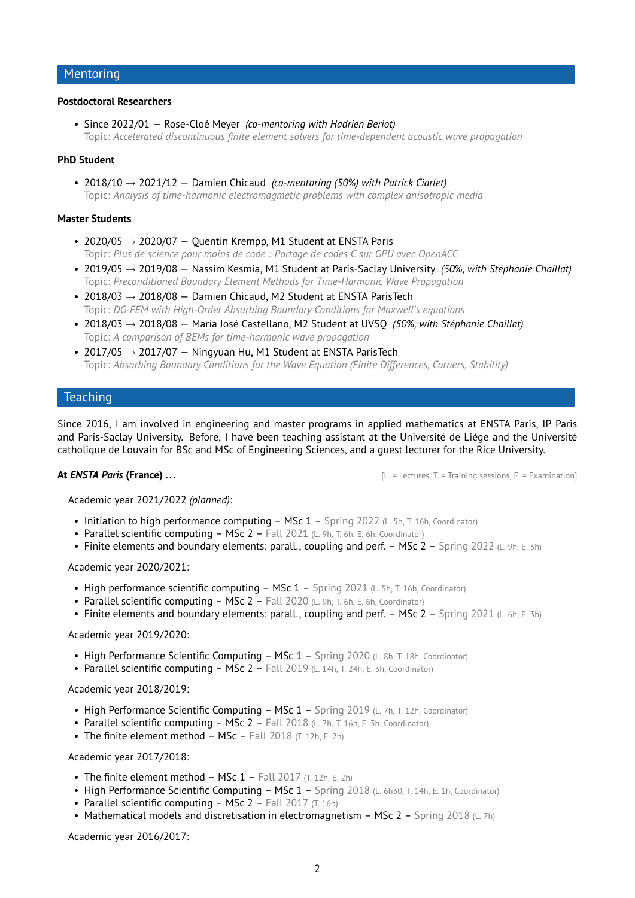## Mentoring

**Postdoctoral Researchers**

- Since 2022/01 — Rose-Cloé Meyer *(co-mentoring with Hadrien Beriot)*
  Topic: *Accelerated discontinuous finite element solvers for time-dependent acoustic wave propagation*

**PhD Student**

- 2018/10 → 2021/12 — Damien Chicaud *(co-mentoring (50%) with Patrick Ciarlet)*
  Topic: *Analysis of time-harmonic electromagnetic problems with complex anisotropic media*

**Master Students**

- 2020/05 → 2020/07 — Quentin Krempp, M1 Student at ENSTA Paris
  Topic: *Plus de science pour moins de code : Portage de codes C sur GPU avec OpenACC*
- 2019/05 → 2019/08 — Nassim Kesmia, M1 Student at Paris-Saclay University *(50%, with Stéphanie Chaillat)*
  Topic: *Preconditioned Boundary Element Methods for Time-Harmonic Wave Propagation*
- 2018/03 → 2018/08 — Damien Chicaud, M2 Student at ENSTA ParisTech
  Topic: *DG-FEM with High-Order Absorbing Boundary Conditions for Maxwell's equations*
- 2018/03 → 2018/08 — María José Castellano, M2 Student at UVSQ *(50%, with Stéphanie Chaillat)*
  Topic: *A comparison of BEMs for time-harmonic wave propagation*
- 2017/05 → 2017/07 — Ningyuan Hu, M1 Student at ENSTA ParisTech
  Topic: *Absorbing Boundary Conditions for the Wave Equation (Finite Differences, Corners, Stability)*

## Teaching

Since 2016, I am involved in engineering and master programs in applied mathematics at ENSTA Paris, IP Paris and Paris-Saclay University. Before, I have been teaching assistant at the Université de Liège and the Université catholique de Louvain for BSc and MSc of Engineering Sciences, and a guest lecturer for the Rice University.

**At *ENSTA Paris* (France) …** [L. = Lectures, T. = Training sessions, E. = Examination]

Academic year 2021/2022 *(planned)*:

- Initiation to high performance computing – MSc 1 – Spring 2022 (L. 5h, T. 16h, Coordinator)
- Parallel scientific computing – MSc 2 – Fall 2021 (L. 9h, T. 6h, E. 6h, Coordinator)
- Finite elements and boundary elements: parall., coupling and perf. – MSc 2 – Spring 2022 (L. 9h, E. 3h)

Academic year 2020/2021:

- High performance scientific computing – MSc 1 – Spring 2021 (L. 5h, T. 16h, Coordinator)
- Parallel scientific computing – MSc 2 – Fall 2020 (L. 9h, T. 6h, E. 6h, Coordinator)
- Finite elements and boundary elements: parall., coupling and perf. – MSc 2 – Spring 2021 (L. 6h, E. 3h)

Academic year 2019/2020:

- High Performance Scientific Computing – MSc 1 – Spring 2020 (L. 8h, T. 18h, Coordinator)
- Parallel scientific computing – MSc 2 – Fall 2019 (L. 14h, T. 24h, E. 3h, Coordinator)

Academic year 2018/2019:

- High Performance Scientific Computing – MSc 1 – Spring 2019 (L. 7h, T. 12h, Coordinator)
- Parallel scientific computing – MSc 2 – Fall 2018 (L. 7h, T. 16h, E. 3h, Coordinator)
- The finite element method – MSc – Fall 2018 (T. 12h, E. 2h)

Academic year 2017/2018:

- The finite element method – MSc 1 – Fall 2017 (T. 12h, E. 2h)
- High Performance Scientific Computing – MSc 1 – Spring 2018 (L. 6h30, T. 14h, E. 1h, Coordinator)
- Parallel scientific computing – MSc 2 – Fall 2017 (T. 16h)
- Mathematical models and discretisation in electromagnetism – MSc 2 – Spring 2018 (L. 7h)

Academic year 2016/2017: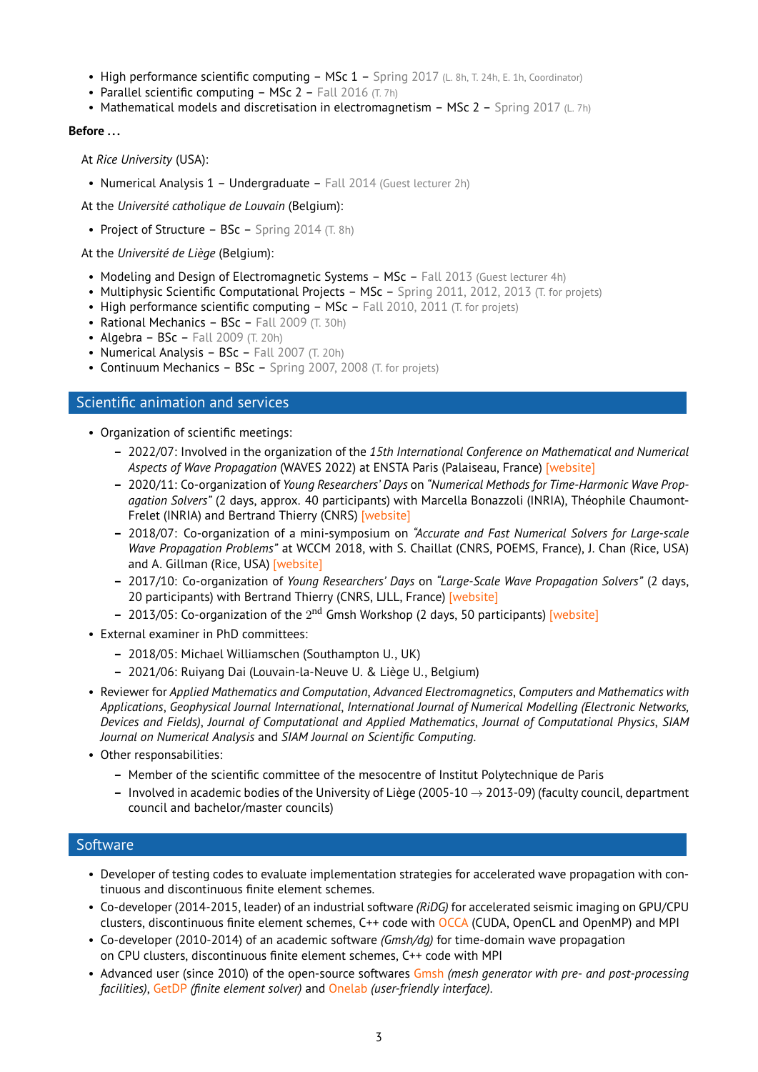- High performance scientific computing – MSc 1 – Spring 2017 (L. 8h, T. 24h, E. 1h, Coordinator)
- Parallel scientific computing – MSc 2 – Fall 2016 (T. 7h)
- Mathematical models and discretisation in electromagnetism – MSc 2 – Spring 2017 (L. 7h)

**Before ...**

At *Rice University* (USA):

- Numerical Analysis 1 – Undergraduate – Fall 2014 (Guest lecturer 2h)

At the *Université catholique de Louvain* (Belgium):

- Project of Structure – BSc – Spring 2014 (T. 8h)

At the *Université de Liège* (Belgium):

- Modeling and Design of Electromagnetic Systems – MSc – Fall 2013 (Guest lecturer 4h)
- Multiphysic Scientific Computational Projects – MSc – Spring 2011, 2012, 2013 (T. for projets)
- High performance scientific computing – MSc – Fall 2010, 2011 (T. for projets)
- Rational Mechanics – BSc – Fall 2009 (T. 30h)
- Algebra – BSc – Fall 2009 (T. 20h)
- Numerical Analysis – BSc – Fall 2007 (T. 20h)
- Continuum Mechanics – BSc – Spring 2007, 2008 (T. for projets)

## Scientific animation and services

- Organization of scientific meetings:
  - 2022/07: Involved in the organization of the *15th International Conference on Mathematical and Numerical Aspects of Wave Propagation* (WAVES 2022) at ENSTA Paris (Palaiseau, France) [website]
  - 2020/11: Co-organization of *Young Researchers' Days* on *"Numerical Methods for Time-Harmonic Wave Propagation Solvers"* (2 days, approx. 40 participants) with Marcella Bonazzoli (INRIA), Théophile Chaumont-Frelet (INRIA) and Bertrand Thierry (CNRS) [website]
  - 2018/07: Co-organization of a mini-symposium on *"Accurate and Fast Numerical Solvers for Large-scale Wave Propagation Problems"* at WCCM 2018, with S. Chaillat (CNRS, POEMS, France), J. Chan (Rice, USA) and A. Gillman (Rice, USA) [website]
  - 2017/10: Co-organization of *Young Researchers' Days* on *"Large-Scale Wave Propagation Solvers"* (2 days, 20 participants) with Bertrand Thierry (CNRS, LJLL, France) [website]
  - 2013/05: Co-organization of the $2^{\text{nd}}$ Gmsh Workshop (2 days, 50 participants) [website]
- External examiner in PhD committees:
  - 2018/05: Michael Williamschen (Southampton U., UK)
  - 2021/06: Ruiyang Dai (Louvain-la-Neuve U. & Liège U., Belgium)
- Reviewer for *Applied Mathematics and Computation*, *Advanced Electromagnetics*, *Computers and Mathematics with Applications*, *Geophysical Journal International*, *International Journal of Numerical Modelling (Electronic Networks, Devices and Fields)*, *Journal of Computational and Applied Mathematics*, *Journal of Computational Physics*, *SIAM Journal on Numerical Analysis* and *SIAM Journal on Scientific Computing*.
- Other responsabilities:
  - Member of the scientific committee of the mesocentre of Institut Polytechnique de Paris
  - Involved in academic bodies of the University of Liège (2005-10 → 2013-09) (faculty council, department council and bachelor/master councils)

## Software

- Developer of testing codes to evaluate implementation strategies for accelerated wave propagation with continuous and discontinuous finite element schemes.
- Co-developer (2014-2015, leader) of an industrial software *(RiDG)* for accelerated seismic imaging on GPU/CPU clusters, discontinuous finite element schemes, C++ code with OCCA (CUDA, OpenCL and OpenMP) and MPI
- Co-developer (2010-2014) of an academic software *(Gmsh/dg)* for time-domain wave propagation on CPU clusters, discontinuous finite element schemes, C++ code with MPI
- Advanced user (since 2010) of the open-source softwares Gmsh *(mesh generator with pre- and post-processing facilities)*, GetDP *(finite element solver)* and Onelab *(user-friendly interface)*.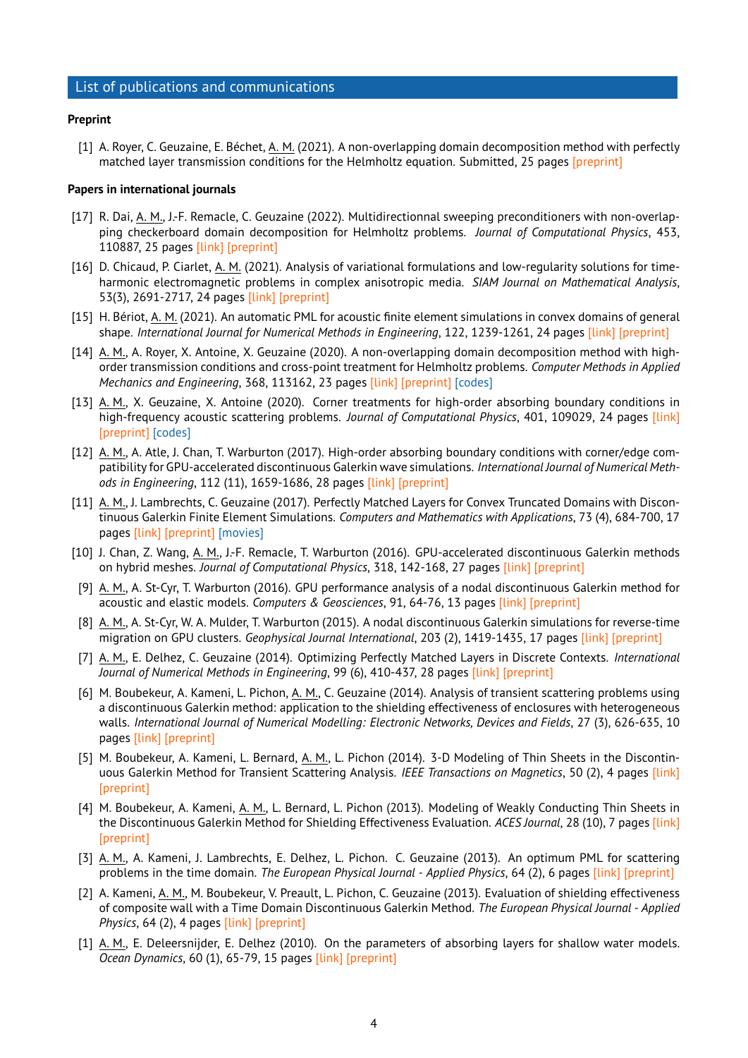## List of publications and communications

**Preprint**

[1] A. Royer, C. Geuzaine, E. Béchet, A. M. (2021). A non-overlapping domain decomposition method with perfectly matched layer transmission conditions for the Helmholtz equation. Submitted, 25 pages [preprint]

**Papers in international journals**

[17] R. Dai, A. M., J.-F. Remacle, C. Geuzaine (2022). Multidirectionnal sweeping preconditioners with non-overlapping checkerboard domain decomposition for Helmholtz problems. *Journal of Computational Physics*, 453, 110887, 25 pages [link] [preprint]

[16] D. Chicaud, P. Ciarlet, A. M. (2021). Analysis of variational formulations and low-regularity solutions for time-harmonic electromagnetic problems in complex anisotropic media. *SIAM Journal on Mathematical Analysis*, 53(3), 2691-2717, 24 pages [link] [preprint]

[15] H. Bériot, A. M. (2021). An automatic PML for acoustic finite element simulations in convex domains of general shape. *International Journal for Numerical Methods in Engineering*, 122, 1239-1261, 24 pages [link] [preprint]

[14] A. M., A. Royer, X. Antoine, X. Geuzaine (2020). A non-overlapping domain decomposition method with high-order transmission conditions and cross-point treatment for Helmholtz problems. *Computer Methods in Applied Mechanics and Engineering*, 368, 113162, 23 pages [link] [preprint] [codes]

[13] A. M., X. Geuzaine, X. Antoine (2020). Corner treatments for high-order absorbing boundary conditions in high-frequency acoustic scattering problems. *Journal of Computational Physics*, 401, 109029, 24 pages [link] [preprint] [codes]

[12] A. M., A. Atle, J. Chan, T. Warburton (2017). High-order absorbing boundary conditions with corner/edge compatibility for GPU-accelerated discontinuous Galerkin wave simulations. *International Journal of Numerical Methods in Engineering*, 112 (11), 1659-1686, 28 pages [link] [preprint]

[11] A. M., J. Lambrechts, C. Geuzaine (2017). Perfectly Matched Layers for Convex Truncated Domains with Discontinuous Galerkin Finite Element Simulations. *Computers and Mathematics with Applications*, 73 (4), 684-700, 17 pages [link] [preprint] [movies]

[10] J. Chan, Z. Wang, A. M., J.-F. Remacle, T. Warburton (2016). GPU-accelerated discontinuous Galerkin methods on hybrid meshes. *Journal of Computational Physics*, 318, 142-168, 27 pages [link] [preprint]

[9] A. M., A. St-Cyr, T. Warburton (2016). GPU performance analysis of a nodal discontinuous Galerkin method for acoustic and elastic models. *Computers & Geosciences*, 91, 64-76, 13 pages [link] [preprint]

[8] A. M., A. St-Cyr, W. A. Mulder, T. Warburton (2015). A nodal discontinuous Galerkin simulations for reverse-time migration on GPU clusters. *Geophysical Journal International*, 203 (2), 1419-1435, 17 pages [link] [preprint]

[7] A. M., E. Delhez, C. Geuzaine (2014). Optimizing Perfectly Matched Layers in Discrete Contexts. *International Journal of Numerical Methods in Engineering*, 99 (6), 410-437, 28 pages [link] [preprint]

[6] M. Boubekeur, A. Kameni, L. Pichon, A. M., C. Geuzaine (2014). Analysis of transient scattering problems using a discontinuous Galerkin method: application to the shielding effectiveness of enclosures with heterogeneous walls. *International Journal of Numerical Modelling: Electronic Networks, Devices and Fields*, 27 (3), 626-635, 10 pages [link] [preprint]

[5] M. Boubekeur, A. Kameni, L. Bernard, A. M., L. Pichon (2014). 3-D Modeling of Thin Sheets in the Discontinuous Galerkin Method for Transient Scattering Analysis. *IEEE Transactions on Magnetics*, 50 (2), 4 pages [link] [preprint]

[4] M. Boubekeur, A. Kameni, A. M., L. Bernard, L. Pichon (2013). Modeling of Weakly Conducting Thin Sheets in the Discontinuous Galerkin Method for Shielding Effectiveness Evaluation. *ACES Journal*, 28 (10), 7 pages [link] [preprint]

[3] A. M., A. Kameni, J. Lambrechts, E. Delhez, L. Pichon. C. Geuzaine (2013). An optimum PML for scattering problems in the time domain. *The European Physical Journal - Applied Physics*, 64 (2), 6 pages [link] [preprint]

[2] A. Kameni, A. M., M. Boubekeur, V. Preault, L. Pichon, C. Geuzaine (2013). Evaluation of shielding effectiveness of composite wall with a Time Domain Discontinuous Galerkin Method. *The European Physical Journal - Applied Physics*, 64 (2), 4 pages [link] [preprint]

[1] A. M., E. Deleersnijder, E. Delhez (2010). On the parameters of absorbing layers for shallow water models. *Ocean Dynamics*, 60 (1), 65-79, 15 pages [link] [preprint]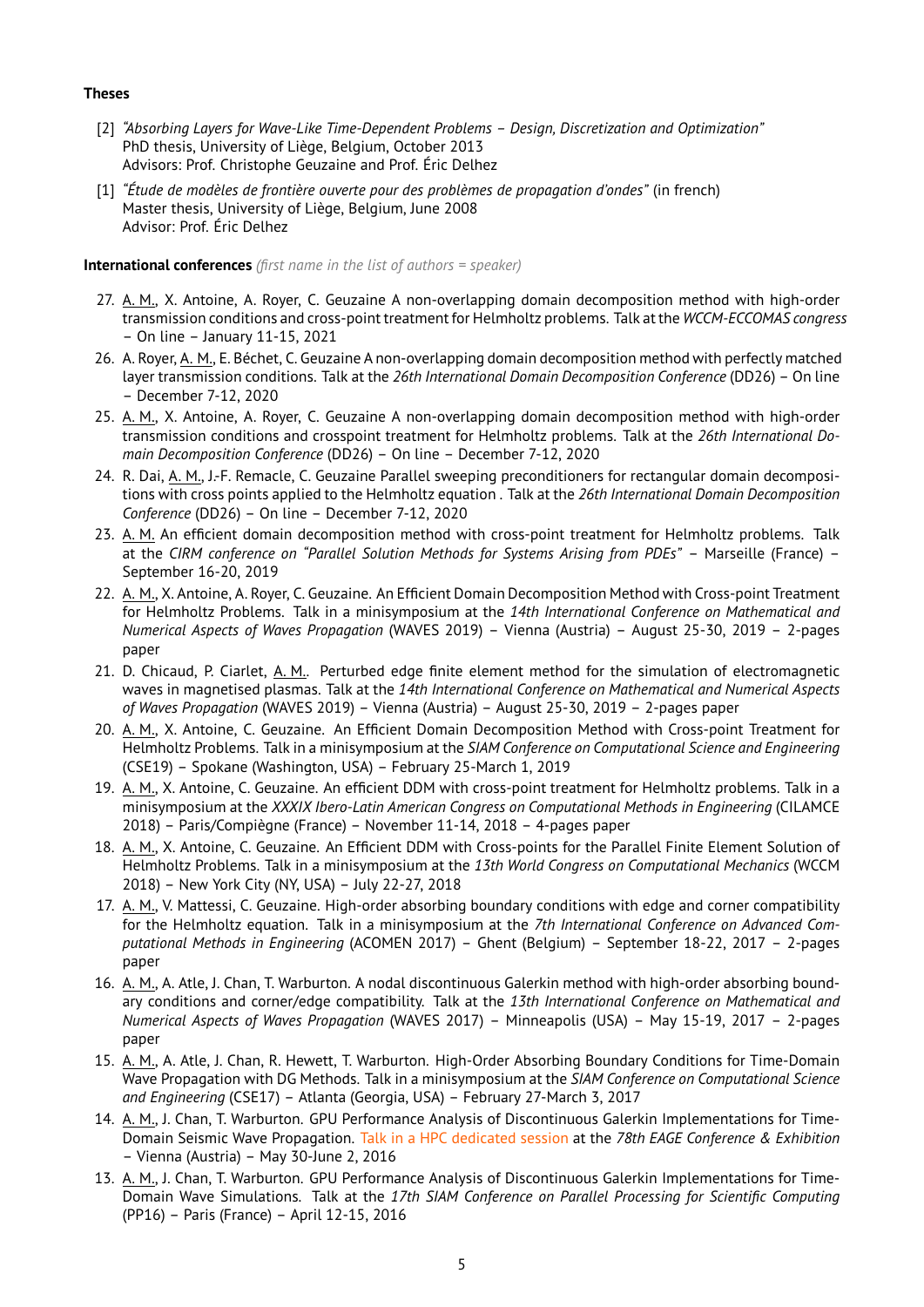**Theses**

[2] *"Absorbing Layers for Wave-Like Time-Dependent Problems – Design, Discretization and Optimization"*
PhD thesis, University of Liège, Belgium, October 2013
Advisors: Prof. Christophe Geuzaine and Prof. Éric Delhez

[1] *"Étude de modèles de frontière ouverte pour des problèmes de propagation d'ondes"* (in french)
Master thesis, University of Liège, Belgium, June 2008
Advisor: Prof. Éric Delhez

**International conferences** *(first name in the list of authors = speaker)*

27. A. M., X. Antoine, A. Royer, C. Geuzaine A non-overlapping domain decomposition method with high-order transmission conditions and cross-point treatment for Helmholtz problems. Talk at the *WCCM-ECCOMAS congress* – On line – January 11-15, 2021
26. A. Royer, A. M., E. Béchet, C. Geuzaine A non-overlapping domain decomposition method with perfectly matched layer transmission conditions. Talk at the *26th International Domain Decomposition Conference* (DD26) – On line – December 7-12, 2020
25. A. M., X. Antoine, A. Royer, C. Geuzaine A non-overlapping domain decomposition method with high-order transmission conditions and crosspoint treatment for Helmholtz problems. Talk at the *26th International Domain Decomposition Conference* (DD26) – On line – December 7-12, 2020
24. R. Dai, A. M., J.-F. Remacle, C. Geuzaine Parallel sweeping preconditioners for rectangular domain decompositions with cross points applied to the Helmholtz equation . Talk at the *26th International Domain Decomposition Conference* (DD26) – On line – December 7-12, 2020
23. A. M. An efficient domain decomposition method with cross-point treatment for Helmholtz problems. Talk at the *CIRM conference on "Parallel Solution Methods for Systems Arising from PDEs"* – Marseille (France) – September 16-20, 2019
22. A. M., X. Antoine, A. Royer, C. Geuzaine. An Efficient Domain Decomposition Method with Cross-point Treatment for Helmholtz Problems. Talk in a minisymposium at the *14th International Conference on Mathematical and Numerical Aspects of Waves Propagation* (WAVES 2019) – Vienna (Austria) – August 25-30, 2019 – 2-pages paper
21. D. Chicaud, P. Ciarlet, A. M.. Perturbed edge finite element method for the simulation of electromagnetic waves in magnetised plasmas. Talk at the *14th International Conference on Mathematical and Numerical Aspects of Waves Propagation* (WAVES 2019) – Vienna (Austria) – August 25-30, 2019 – 2-pages paper
20. A. M., X. Antoine, C. Geuzaine. An Efficient Domain Decomposition Method with Cross-point Treatment for Helmholtz Problems. Talk in a minisymposium at the *SIAM Conference on Computational Science and Engineering* (CSE19) – Spokane (Washington, USA) – February 25-March 1, 2019
19. A. M., X. Antoine, C. Geuzaine. An efficient DDM with cross-point treatment for Helmholtz problems. Talk in a minisymposium at the *XXXIX Ibero-Latin American Congress on Computational Methods in Engineering* (CILAMCE 2018) – Paris/Compiègne (France) – November 11-14, 2018 – 4-pages paper
18. A. M., X. Antoine, C. Geuzaine. An Efficient DDM with Cross-points for the Parallel Finite Element Solution of Helmholtz Problems. Talk in a minisymposium at the *13th World Congress on Computational Mechanics* (WCCM 2018) – New York City (NY, USA) – July 22-27, 2018
17. A. M., V. Mattessi, C. Geuzaine. High-order absorbing boundary conditions with edge and corner compatibility for the Helmholtz equation. Talk in a minisymposium at the *7th International Conference on Advanced Computational Methods in Engineering* (ACOMEN 2017) – Ghent (Belgium) – September 18-22, 2017 – 2-pages paper
16. A. M., A. Atle, J. Chan, T. Warburton. A nodal discontinuous Galerkin method with high-order absorbing boundary conditions and corner/edge compatibility. Talk at the *13th International Conference on Mathematical and Numerical Aspects of Waves Propagation* (WAVES 2017) – Minneapolis (USA) – May 15-19, 2017 – 2-pages paper
15. A. M., A. Atle, J. Chan, R. Hewett, T. Warburton. High-Order Absorbing Boundary Conditions for Time-Domain Wave Propagation with DG Methods. Talk in a minisymposium at the *SIAM Conference on Computational Science and Engineering* (CSE17) – Atlanta (Georgia, USA) – February 27-March 3, 2017
14. A. M., J. Chan, T. Warburton. GPU Performance Analysis of Discontinuous Galerkin Implementations for Time-Domain Seismic Wave Propagation. Talk in a HPC dedicated session at the *78th EAGE Conference & Exhibition* – Vienna (Austria) – May 30-June 2, 2016
13. A. M., J. Chan, T. Warburton. GPU Performance Analysis of Discontinuous Galerkin Implementations for Time-Domain Wave Simulations. Talk at the *17th SIAM Conference on Parallel Processing for Scientific Computing* (PP16) – Paris (France) – April 12-15, 2016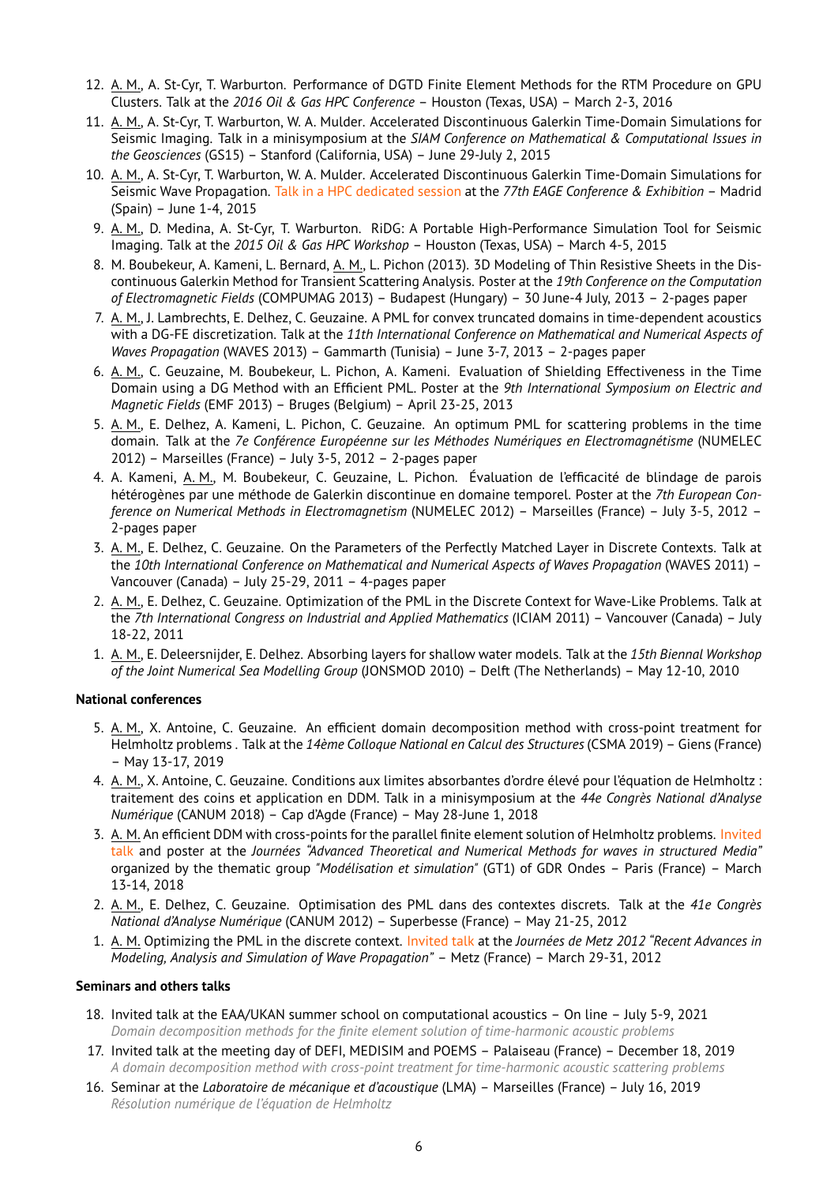12. A. M., A. St-Cyr, T. Warburton. Performance of DGTD Finite Element Methods for the RTM Procedure on GPU Clusters. Talk at the *2016 Oil & Gas HPC Conference* – Houston (Texas, USA) – March 2-3, 2016
11. A. M., A. St-Cyr, T. Warburton, W. A. Mulder. Accelerated Discontinuous Galerkin Time-Domain Simulations for Seismic Imaging. Talk in a minisymposium at the *SIAM Conference on Mathematical & Computational Issues in the Geosciences* (GS15) – Stanford (California, USA) – June 29-July 2, 2015
10. A. M., A. St-Cyr, T. Warburton, W. A. Mulder. Accelerated Discontinuous Galerkin Time-Domain Simulations for Seismic Wave Propagation. Talk in a HPC dedicated session at the *77th EAGE Conference & Exhibition* – Madrid (Spain) – June 1-4, 2015
9. A. M., D. Medina, A. St-Cyr, T. Warburton. RiDG: A Portable High-Performance Simulation Tool for Seismic Imaging. Talk at the *2015 Oil & Gas HPC Workshop* – Houston (Texas, USA) – March 4-5, 2015
8. M. Boubekeur, A. Kameni, L. Bernard, A. M., L. Pichon (2013). 3D Modeling of Thin Resistive Sheets in the Discontinuous Galerkin Method for Transient Scattering Analysis. Poster at the *19th Conference on the Computation of Electromagnetic Fields* (COMPUMAG 2013) – Budapest (Hungary) – 30 June-4 July, 2013 – 2-pages paper
7. A. M., J. Lambrechts, E. Delhez, C. Geuzaine. A PML for convex truncated domains in time-dependent acoustics with a DG-FE discretization. Talk at the *11th International Conference on Mathematical and Numerical Aspects of Waves Propagation* (WAVES 2013) – Gammarth (Tunisia) – June 3-7, 2013 – 2-pages paper
6. A. M., C. Geuzaine, M. Boubekeur, L. Pichon, A. Kameni. Evaluation of Shielding Effectiveness in the Time Domain using a DG Method with an Efficient PML. Poster at the *9th International Symposium on Electric and Magnetic Fields* (EMF 2013) – Bruges (Belgium) – April 23-25, 2013
5. A. M., E. Delhez, A. Kameni, L. Pichon, C. Geuzaine. An optimum PML for scattering problems in the time domain. Talk at the *7e Conférence Européenne sur les Méthodes Numériques en Electromagnétisme* (NUMELEC 2012) – Marseilles (France) – July 3-5, 2012 – 2-pages paper
4. A. Kameni, A. M., M. Boubekeur, C. Geuzaine, L. Pichon. Évaluation de l'efficacité de blindage de parois hétérogènes par une méthode de Galerkin discontinue en domaine temporel. Poster at the *7th European Conference on Numerical Methods in Electromagnetism* (NUMELEC 2012) – Marseilles (France) – July 3-5, 2012 – 2-pages paper
3. A. M., E. Delhez, C. Geuzaine. On the Parameters of the Perfectly Matched Layer in Discrete Contexts. Talk at the *10th International Conference on Mathematical and Numerical Aspects of Waves Propagation* (WAVES 2011) – Vancouver (Canada) – July 25-29, 2011 – 4-pages paper
2. A. M., E. Delhez, C. Geuzaine. Optimization of the PML in the Discrete Context for Wave-Like Problems. Talk at the *7th International Congress on Industrial and Applied Mathematics* (ICIAM 2011) – Vancouver (Canada) – July 18-22, 2011
1. A. M., E. Deleersnijder, E. Delhez. Absorbing layers for shallow water models. Talk at the *15th Biennal Workshop of the Joint Numerical Sea Modelling Group* (JONSMOD 2010) – Delft (The Netherlands) – May 12-10, 2010

**National conferences**

5. A. M., X. Antoine, C. Geuzaine. An efficient domain decomposition method with cross-point treatment for Helmholtz problems . Talk at the *14ème Colloque National en Calcul des Structures* (CSMA 2019) – Giens (France) – May 13-17, 2019
4. A. M., X. Antoine, C. Geuzaine. Conditions aux limites absorbantes d'ordre élevé pour l'équation de Helmholtz : traitement des coins et application en DDM. Talk in a minisymposium at the *44e Congrès National d'Analyse Numérique* (CANUM 2018) – Cap d'Agde (France) – May 28-June 1, 2018
3. A. M. An efficient DDM with cross-points for the parallel finite element solution of Helmholtz problems. Invited talk and poster at the *Journées "Advanced Theoretical and Numerical Methods for waves in structured Media"* organized by the thematic group *"Modélisation et simulation"* (GT1) of GDR Ondes – Paris (France) – March 13-14, 2018
2. A. M., E. Delhez, C. Geuzaine. Optimisation des PML dans des contextes discrets. Talk at the *41e Congrès National d'Analyse Numérique* (CANUM 2012) – Superbesse (France) – May 21-25, 2012
1. A. M. Optimizing the PML in the discrete context. Invited talk at the *Journées de Metz 2012 "Recent Advances in Modeling, Analysis and Simulation of Wave Propagation"* – Metz (France) – March 29-31, 2012

**Seminars and others talks**

18. Invited talk at the EAA/UKAN summer school on computational acoustics – On line – July 5-9, 2021
    *Domain decomposition methods for the finite element solution of time-harmonic acoustic problems*
17. Invited talk at the meeting day of DEFI, MEDISIM and POEMS – Palaiseau (France) – December 18, 2019
    *A domain decomposition method with cross-point treatment for time-harmonic acoustic scattering problems*
16. Seminar at the *Laboratoire de mécanique et d'acoustique* (LMA) – Marseilles (France) – July 16, 2019
    *Résolution numérique de l'équation de Helmholtz*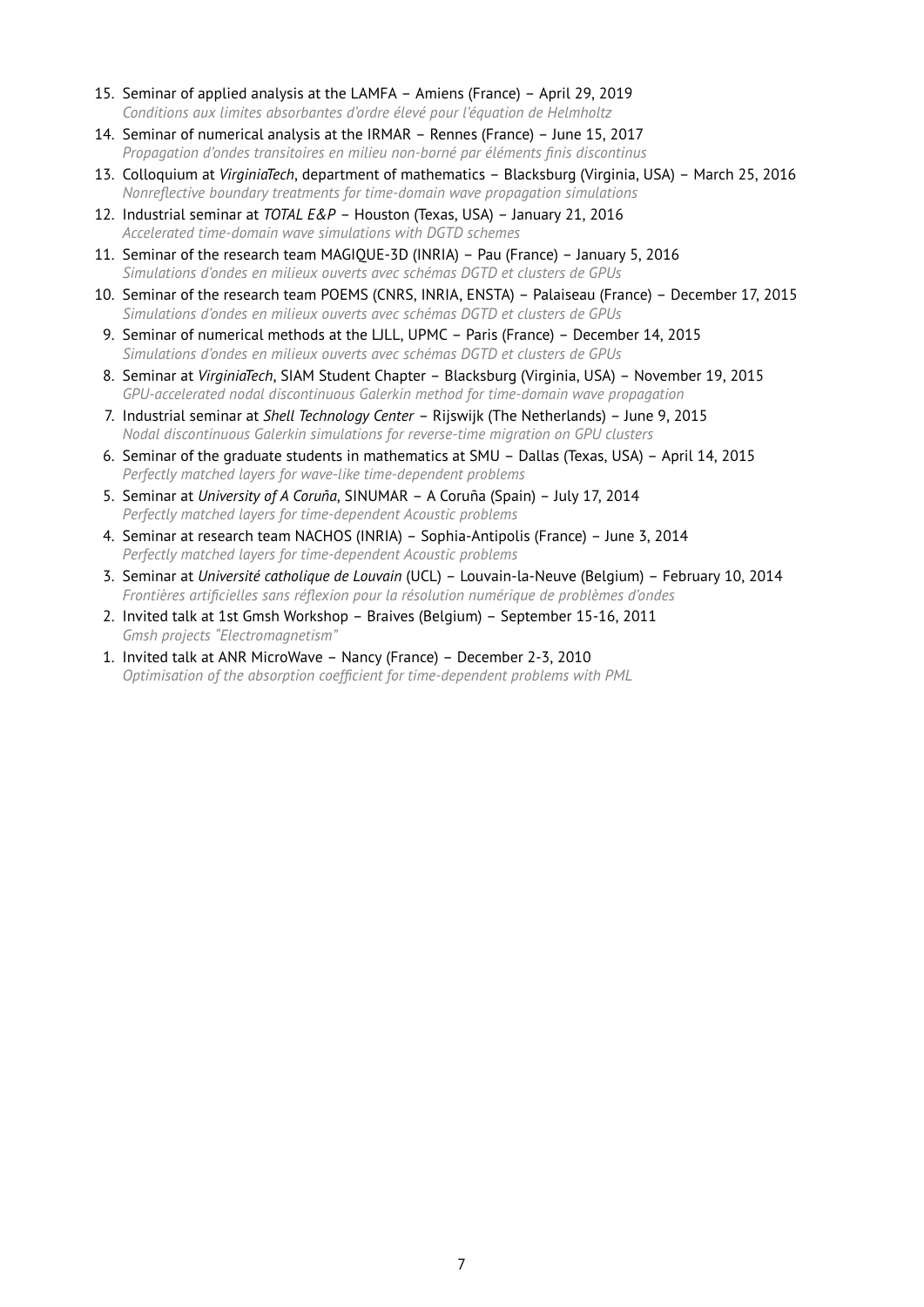15. Seminar of applied analysis at the LAMFA – Amiens (France) – April 29, 2019
    *Conditions aux limites absorbantes d'ordre élevé pour l'équation de Helmholtz*
14. Seminar of numerical analysis at the IRMAR – Rennes (France) – June 15, 2017
    *Propagation d'ondes transitoires en milieu non-borné par éléments finis discontinus*
13. Colloquium at *VirginiaTech*, department of mathematics – Blacksburg (Virginia, USA) – March 25, 2016
    *Nonreflective boundary treatments for time-domain wave propagation simulations*
12. Industrial seminar at *TOTAL E&P* – Houston (Texas, USA) – January 21, 2016
    *Accelerated time-domain wave simulations with DGTD schemes*
11. Seminar of the research team MAGIQUE-3D (INRIA) – Pau (France) – January 5, 2016
    *Simulations d'ondes en milieux ouverts avec schémas DGTD et clusters de GPUs*
10. Seminar of the research team POEMS (CNRS, INRIA, ENSTA) – Palaiseau (France) – December 17, 2015
    *Simulations d'ondes en milieux ouverts avec schémas DGTD et clusters de GPUs*
9. Seminar of numerical methods at the LJLL, UPMC – Paris (France) – December 14, 2015
   *Simulations d'ondes en milieux ouverts avec schémas DGTD et clusters de GPUs*
8. Seminar at *VirginiaTech*, SIAM Student Chapter – Blacksburg (Virginia, USA) – November 19, 2015
   *GPU-accelerated nodal discontinuous Galerkin method for time-domain wave propagation*
7. Industrial seminar at *Shell Technology Center* – Rijswijk (The Netherlands) – June 9, 2015
   *Nodal discontinuous Galerkin simulations for reverse-time migration on GPU clusters*
6. Seminar of the graduate students in mathematics at SMU – Dallas (Texas, USA) – April 14, 2015
   *Perfectly matched layers for wave-like time-dependent problems*
5. Seminar at *University of A Coruña*, SINUMAR – A Coruña (Spain) – July 17, 2014
   *Perfectly matched layers for time-dependent Acoustic problems*
4. Seminar at research team NACHOS (INRIA) – Sophia-Antipolis (France) – June 3, 2014
   *Perfectly matched layers for time-dependent Acoustic problems*
3. Seminar at *Université catholique de Louvain* (UCL) – Louvain-la-Neuve (Belgium) – February 10, 2014
   *Frontières artificielles sans réflexion pour la résolution numérique de problèmes d'ondes*
2. Invited talk at 1st Gmsh Workshop – Braives (Belgium) – September 15-16, 2011
   *Gmsh projects "Electromagnetism"*
1. Invited talk at ANR MicroWave – Nancy (France) – December 2-3, 2010
   *Optimisation of the absorption coefficient for time-dependent problems with PML*